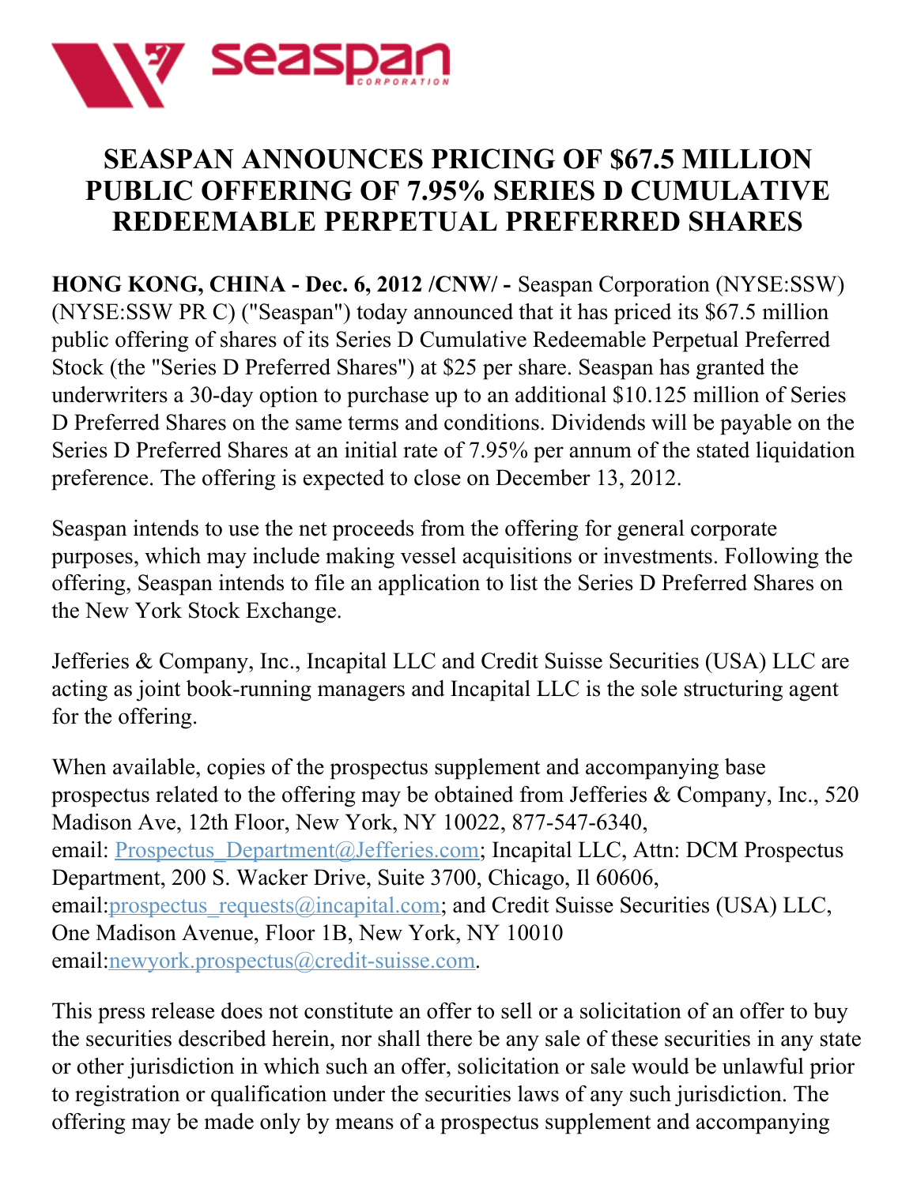# SEASPAN ANNOUNCES PRICING OF $67.5 MILLION PUBLIC OFFERING OF 7.95% SERIES D CUMULATIVE REDEEMABLE PERPETUAL PREFERRED SHARES

**HONG KONG, CHINA - Dec. 6, 2012 /CNW/ -** Seaspan Corporation (NYSE:SSW) (NYSE:SSW PR C) ("Seaspan") today announced that it has priced its $67.5 million public offering of shares of its Series D Cumulative Redeemable Perpetual Preferred Stock (the "Series D Preferred Shares") at $25 per share. Seaspan has granted the underwriters a 30-day option to purchase up to an additional $10.125 million of Series D Preferred Shares on the same terms and conditions. Dividends will be payable on the Series D Preferred Shares at an initial rate of 7.95% per annum of the stated liquidation preference. The offering is expected to close on December 13, 2012.

Seaspan intends to use the net proceeds from the offering for general corporate purposes, which may include making vessel acquisitions or investments. Following the offering, Seaspan intends to file an application to list the Series D Preferred Shares on the New York Stock Exchange.

Jefferies & Company, Inc., Incapital LLC and Credit Suisse Securities (USA) LLC are acting as joint book-running managers and Incapital LLC is the sole structuring agent for the offering.

When available, copies of the prospectus supplement and accompanying base prospectus related to the offering may be obtained from Jefferies & Company, Inc., 520 Madison Ave, 12th Floor, New York, NY 10022, 877-547-6340, email: Prospectus_Department@Jefferies.com; Incapital LLC, Attn: DCM Prospectus Department, 200 S. Wacker Drive, Suite 3700, Chicago, Il 60606, email:prospectus_requests@incapital.com; and Credit Suisse Securities (USA) LLC, One Madison Avenue, Floor 1B, New York, NY 10010 email:newyork.prospectus@credit-suisse.com.

This press release does not constitute an offer to sell or a solicitation of an offer to buy the securities described herein, nor shall there be any sale of these securities in any state or other jurisdiction in which such an offer, solicitation or sale would be unlawful prior to registration or qualification under the securities laws of any such jurisdiction. The offering may be made only by means of a prospectus supplement and accompanying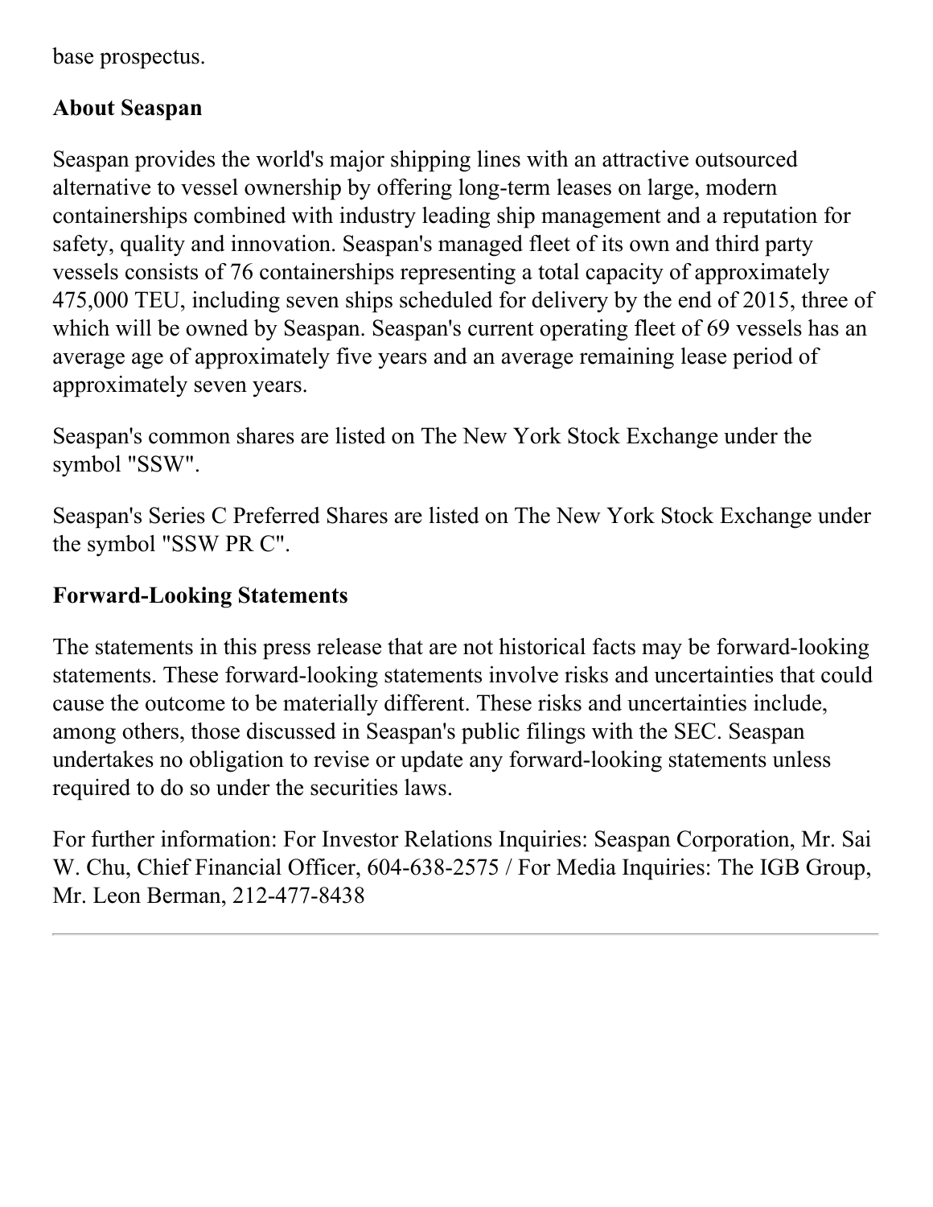base prospectus.

## About Seaspan

Seaspan provides the world's major shipping lines with an attractive outsourced alternative to vessel ownership by offering long-term leases on large, modern containerships combined with industry leading ship management and a reputation for safety, quality and innovation. Seaspan's managed fleet of its own and third party vessels consists of 76 containerships representing a total capacity of approximately 475,000 TEU, including seven ships scheduled for delivery by the end of 2015, three of which will be owned by Seaspan. Seaspan's current operating fleet of 69 vessels has an average age of approximately five years and an average remaining lease period of approximately seven years.

Seaspan's common shares are listed on The New York Stock Exchange under the symbol "SSW".

Seaspan's Series C Preferred Shares are listed on The New York Stock Exchange under the symbol "SSW PR C".

## Forward-Looking Statements

The statements in this press release that are not historical facts may be forward-looking statements. These forward-looking statements involve risks and uncertainties that could cause the outcome to be materially different. These risks and uncertainties include, among others, those discussed in Seaspan's public filings with the SEC. Seaspan undertakes no obligation to revise or update any forward-looking statements unless required to do so under the securities laws.

For further information: For Investor Relations Inquiries: Seaspan Corporation, Mr. Sai W. Chu, Chief Financial Officer, 604-638-2575 / For Media Inquiries: The IGB Group, Mr. Leon Berman, 212-477-8438